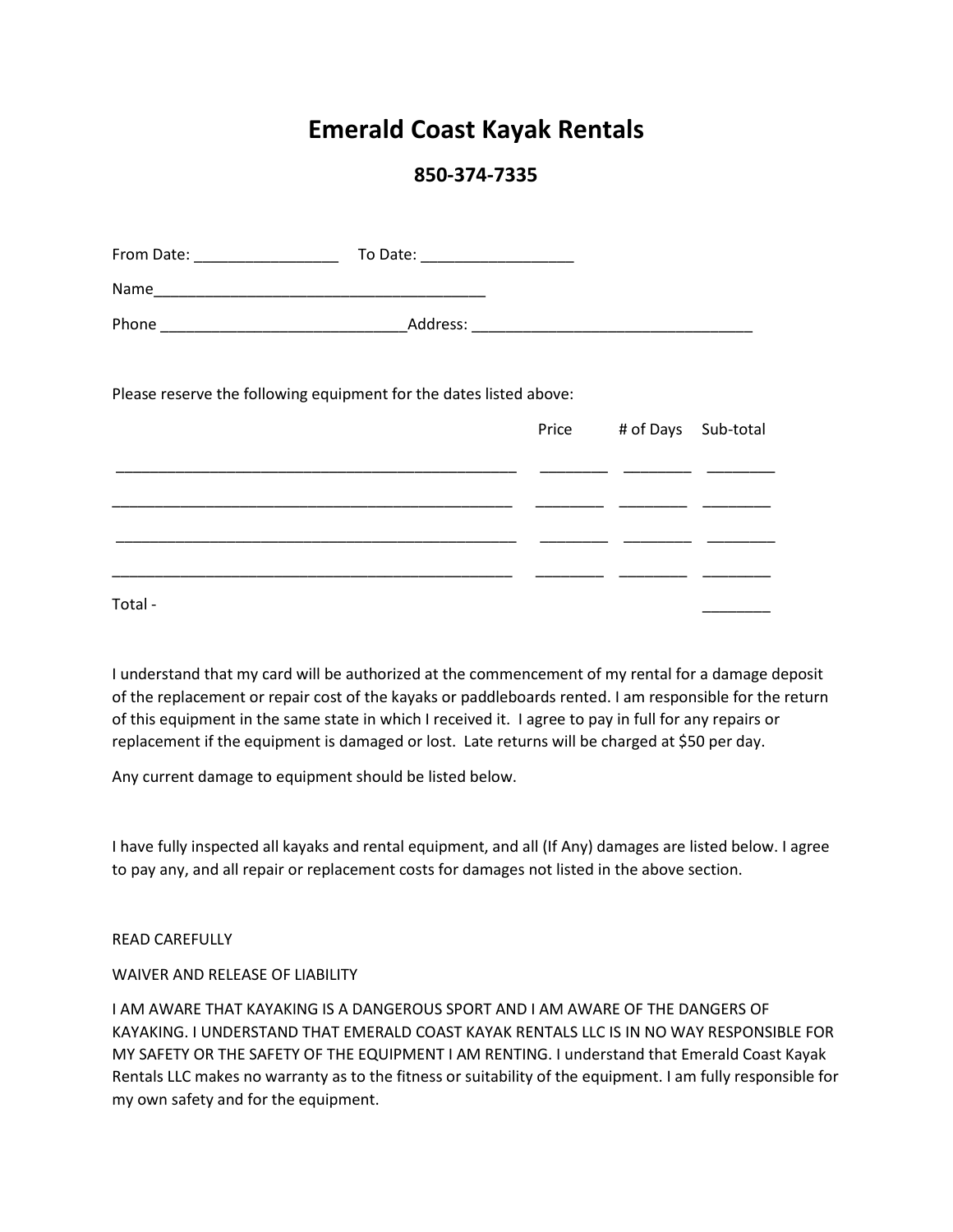# Emerald Coast Kayak Rentals

## 850-374-7335

From Date: ________________ To Date: _________________

Name_______________________________________

Phone ____________________________Address: ________________________________

Please reserve the following equipment for the dates listed above:

| | Price | # of Days | Sub-total |
|---|---|---|---|
| _______________________________________________ | ________ | ________ | ________ |
| _______________________________________________ | ________ | ________ | ________ |
| _______________________________________________ | ________ | ________ | ________ |
| _______________________________________________ | ________ | ________ | ________ |
| Total - | | | ________ |

I understand that my card will be authorized at the commencement of my rental for a damage deposit of the replacement or repair cost of the kayaks or paddleboards rented. I am responsible for the return of this equipment in the same state in which I received it. I agree to pay in full for any repairs or replacement if the equipment is damaged or lost. Late returns will be charged at $50 per day.

Any current damage to equipment should be listed below.

I have fully inspected all kayaks and rental equipment, and all (If Any) damages are listed below. I agree to pay any, and all repair or replacement costs for damages not listed in the above section.

READ CAREFULLY

WAIVER AND RELEASE OF LIABILITY

I AM AWARE THAT KAYAKING IS A DANGEROUS SPORT AND I AM AWARE OF THE DANGERS OF KAYAKING. I UNDERSTAND THAT EMERALD COAST KAYAK RENTALS LLC IS IN NO WAY RESPONSIBLE FOR MY SAFETY OR THE SAFETY OF THE EQUIPMENT I AM RENTING. I understand that Emerald Coast Kayak Rentals LLC makes no warranty as to the fitness or suitability of the equipment. I am fully responsible for my own safety and for the equipment.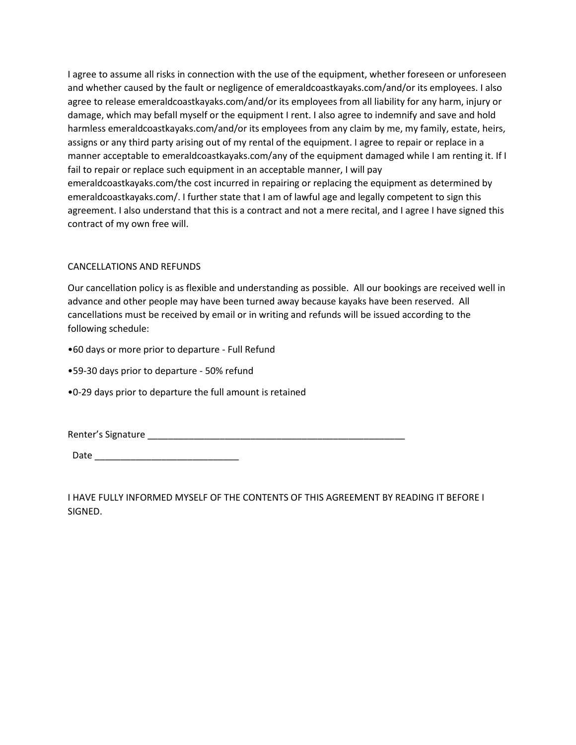I agree to assume all risks in connection with the use of the equipment, whether foreseen or unforeseen and whether caused by the fault or negligence of emeraldcoastkayaks.com/and/or its employees. I also agree to release emeraldcoastkayaks.com/and/or its employees from all liability for any harm, injury or damage, which may befall myself or the equipment I rent. I also agree to indemnify and save and hold harmless emeraldcoastkayaks.com/and/or its employees from any claim by me, my family, estate, heirs, assigns or any third party arising out of my rental of the equipment. I agree to repair or replace in a manner acceptable to emeraldcoastkayaks.com/any of the equipment damaged while I am renting it. If I fail to repair or replace such equipment in an acceptable manner, I will pay emeraldcoastkayaks.com/the cost incurred in repairing or replacing the equipment as determined by emeraldcoastkayaks.com/. I further state that I am of lawful age and legally competent to sign this agreement. I also understand that this is a contract and not a mere recital, and I agree I have signed this contract of my own free will.

CANCELLATIONS AND REFUNDS

Our cancellation policy is as flexible and understanding as possible. All our bookings are received well in advance and other people may have been turned away because kayaks have been reserved. All cancellations must be received by email or in writing and refunds will be issued according to the following schedule:

- 60 days or more prior to departure - Full Refund
- 59-30 days prior to departure - 50% refund
- 0-29 days prior to departure the full amount is retained

Renter's Signature ____________________________________________________

Date _____________________________

I HAVE FULLY INFORMED MYSELF OF THE CONTENTS OF THIS AGREEMENT BY READING IT BEFORE I SIGNED.